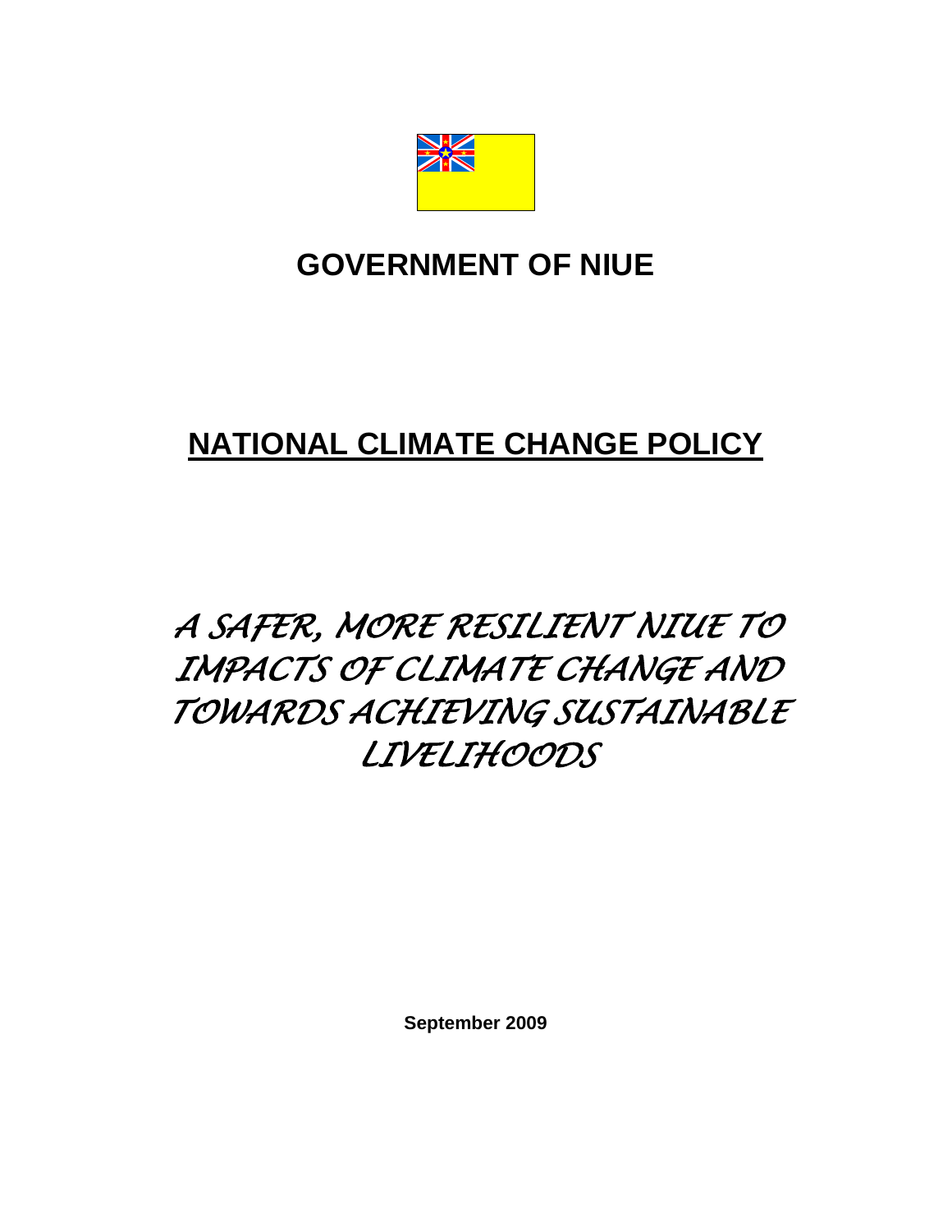# GOVERNMENT OF NIUE

# NATIONAL CLIMATE CHANGE POLICY

*A SAFER, MORE RESILIENT NIUE TO IMPACTS OF CLIMATE CHANGE AND TOWARDS ACHIEVING SUSTAINABLE LIVELIHOODS*

**September 2009**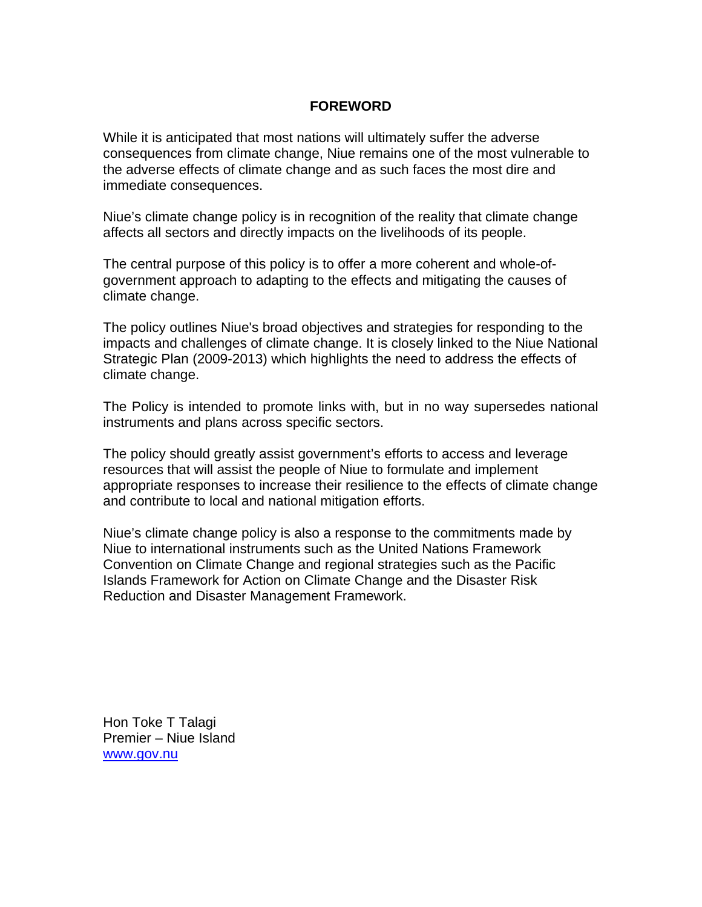## FOREWORD

While it is anticipated that most nations will ultimately suffer the adverse consequences from climate change, Niue remains one of the most vulnerable to the adverse effects of climate change and as such faces the most dire and immediate consequences.

Niue's climate change policy is in recognition of the reality that climate change affects all sectors and directly impacts on the livelihoods of its people.

The central purpose of this policy is to offer a more coherent and whole-of-government approach to adapting to the effects and mitigating the causes of climate change.

The policy outlines Niue's broad objectives and strategies for responding to the impacts and challenges of climate change. It is closely linked to the Niue National Strategic Plan (2009-2013) which highlights the need to address the effects of climate change.

The Policy is intended to promote links with, but in no way supersedes national instruments and plans across specific sectors.

The policy should greatly assist government's efforts to access and leverage resources that will assist the people of Niue to formulate and implement appropriate responses to increase their resilience to the effects of climate change and contribute to local and national mitigation efforts.

Niue's climate change policy is also a response to the commitments made by Niue to international instruments such as the United Nations Framework Convention on Climate Change and regional strategies such as the Pacific Islands Framework for Action on Climate Change and the Disaster Risk Reduction and Disaster Management Framework.

Hon Toke T Talagi  
Premier – Niue Island  
www.gov.nu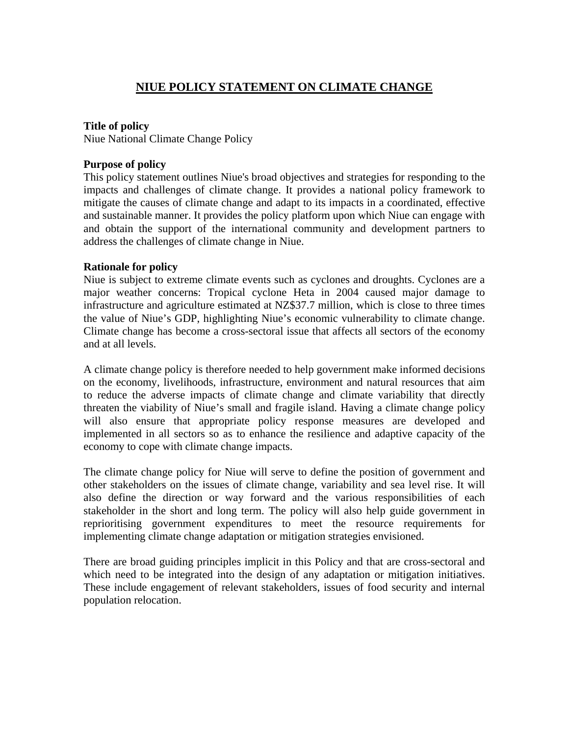# NIUE POLICY STATEMENT ON CLIMATE CHANGE

**Title of policy**
Niue National Climate Change Policy

**Purpose of policy**
This policy statement outlines Niue's broad objectives and strategies for responding to the impacts and challenges of climate change. It provides a national policy framework to mitigate the causes of climate change and adapt to its impacts in a coordinated, effective and sustainable manner. It provides the policy platform upon which Niue can engage with and obtain the support of the international community and development partners to address the challenges of climate change in Niue.

**Rationale for policy**
Niue is subject to extreme climate events such as cyclones and droughts. Cyclones are a major weather concerns: Tropical cyclone Heta in 2004 caused major damage to infrastructure and agriculture estimated at NZ$37.7 million, which is close to three times the value of Niue's GDP, highlighting Niue's economic vulnerability to climate change. Climate change has become a cross-sectoral issue that affects all sectors of the economy and at all levels.

A climate change policy is therefore needed to help government make informed decisions on the economy, livelihoods, infrastructure, environment and natural resources that aim to reduce the adverse impacts of climate change and climate variability that directly threaten the viability of Niue's small and fragile island. Having a climate change policy will also ensure that appropriate policy response measures are developed and implemented in all sectors so as to enhance the resilience and adaptive capacity of the economy to cope with climate change impacts.

The climate change policy for Niue will serve to define the position of government and other stakeholders on the issues of climate change, variability and sea level rise. It will also define the direction or way forward and the various responsibilities of each stakeholder in the short and long term. The policy will also help guide government in reprioritising government expenditures to meet the resource requirements for implementing climate change adaptation or mitigation strategies envisioned.

There are broad guiding principles implicit in this Policy and that are cross-sectoral and which need to be integrated into the design of any adaptation or mitigation initiatives. These include engagement of relevant stakeholders, issues of food security and internal population relocation.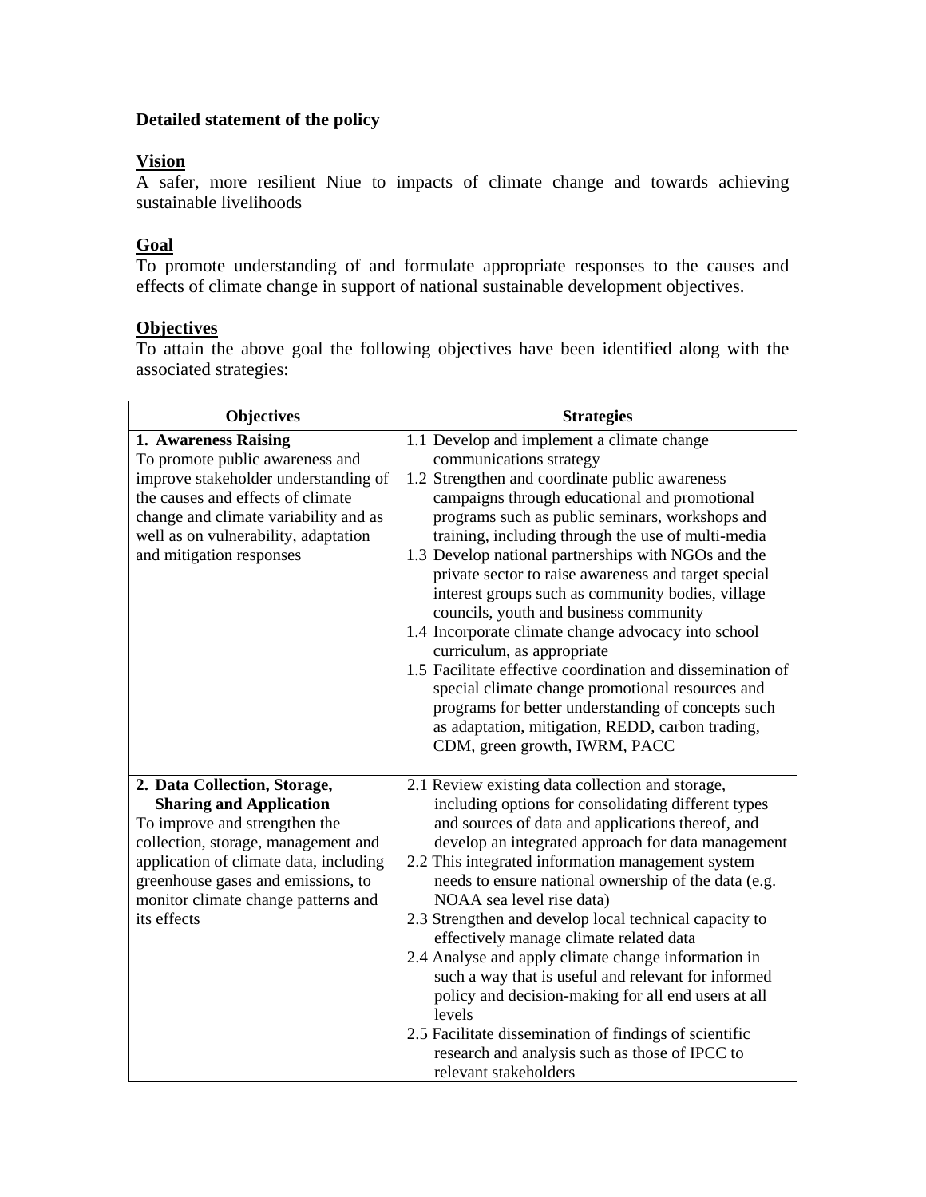**Detailed statement of the policy**

**Vision**

A safer, more resilient Niue to impacts of climate change and towards achieving sustainable livelihoods

**Goal**

To promote understanding of and formulate appropriate responses to the causes and effects of climate change in support of national sustainable development objectives.

**Objectives**

To attain the above goal the following objectives have been identified along with the associated strategies:

| Objectives | Strategies |
|---|---|
| **1. Awareness Raising**<br>To promote public awareness and improve stakeholder understanding of the causes and effects of climate change and climate variability and as well as on vulnerability, adaptation and mitigation responses | 1.1 Develop and implement a climate change communications strategy<br>1.2 Strengthen and coordinate public awareness campaigns through educational and promotional programs such as public seminars, workshops and training, including through the use of multi-media<br>1.3 Develop national partnerships with NGOs and the private sector to raise awareness and target special interest groups such as community bodies, village councils, youth and business community<br>1.4 Incorporate climate change advocacy into school curriculum, as appropriate<br>1.5 Facilitate effective coordination and dissemination of special climate change promotional resources and programs for better understanding of concepts such as adaptation, mitigation, REDD, carbon trading, CDM, green growth, IWRM, PACC |
| **2. Data Collection, Storage, Sharing and Application**<br>To improve and strengthen the collection, storage, management and application of climate data, including greenhouse gases and emissions, to monitor climate change patterns and its effects | 2.1 Review existing data collection and storage, including options for consolidating different types and sources of data and applications thereof, and develop an integrated approach for data management<br>2.2 This integrated information management system needs to ensure national ownership of the data (e.g. NOAA sea level rise data)<br>2.3 Strengthen and develop local technical capacity to effectively manage climate related data<br>2.4 Analyse and apply climate change information in such a way that is useful and relevant for informed policy and decision-making for all end users at all levels<br>2.5 Facilitate dissemination of findings of scientific research and analysis such as those of IPCC to relevant stakeholders |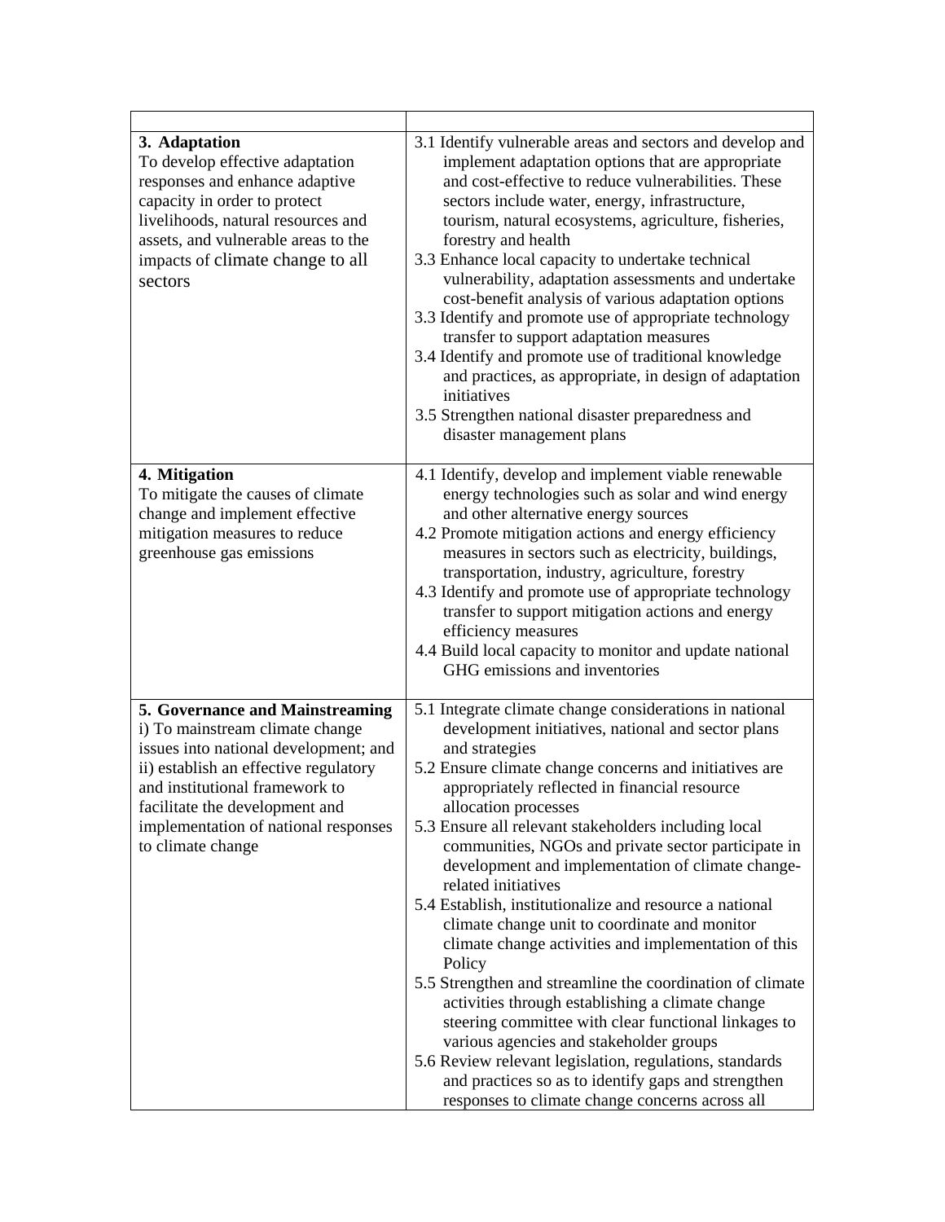| | |
|---|---|
| **3. Adaptation**<br>To develop effective adaptation responses and enhance adaptive capacity in order to protect livelihoods, natural resources and assets, and vulnerable areas to the impacts of climate change to all sectors | 3.1 Identify vulnerable areas and sectors and develop and implement adaptation options that are appropriate and cost-effective to reduce vulnerabilities. These sectors include water, energy, infrastructure, tourism, natural ecosystems, agriculture, fisheries, forestry and health<br>3.3 Enhance local capacity to undertake technical vulnerability, adaptation assessments and undertake cost-benefit analysis of various adaptation options<br>3.3 Identify and promote use of appropriate technology transfer to support adaptation measures<br>3.4 Identify and promote use of traditional knowledge and practices, as appropriate, in design of adaptation initiatives<br>3.5 Strengthen national disaster preparedness and disaster management plans |
| **4. Mitigation**<br>To mitigate the causes of climate change and implement effective mitigation measures to reduce greenhouse gas emissions | 4.1 Identify, develop and implement viable renewable energy technologies such as solar and wind energy and other alternative energy sources<br>4.2 Promote mitigation actions and energy efficiency measures in sectors such as electricity, buildings, transportation, industry, agriculture, forestry<br>4.3 Identify and promote use of appropriate technology transfer to support mitigation actions and energy efficiency measures<br>4.4 Build local capacity to monitor and update national GHG emissions and inventories |
| **5. Governance and Mainstreaming**<br>i) To mainstream climate change issues into national development; and ii) establish an effective regulatory and institutional framework to facilitate the development and implementation of national responses to climate change | 5.1 Integrate climate change considerations in national development initiatives, national and sector plans and strategies<br>5.2 Ensure climate change concerns and initiatives are appropriately reflected in financial resource allocation processes<br>5.3 Ensure all relevant stakeholders including local communities, NGOs and private sector participate in development and implementation of climate change-related initiatives<br>5.4 Establish, institutionalize and resource a national climate change unit to coordinate and monitor climate change activities and implementation of this Policy<br>5.5 Strengthen and streamline the coordination of climate activities through establishing a climate change steering committee with clear functional linkages to various agencies and stakeholder groups<br>5.6 Review relevant legislation, regulations, standards and practices so as to identify gaps and strengthen responses to climate change concerns across all |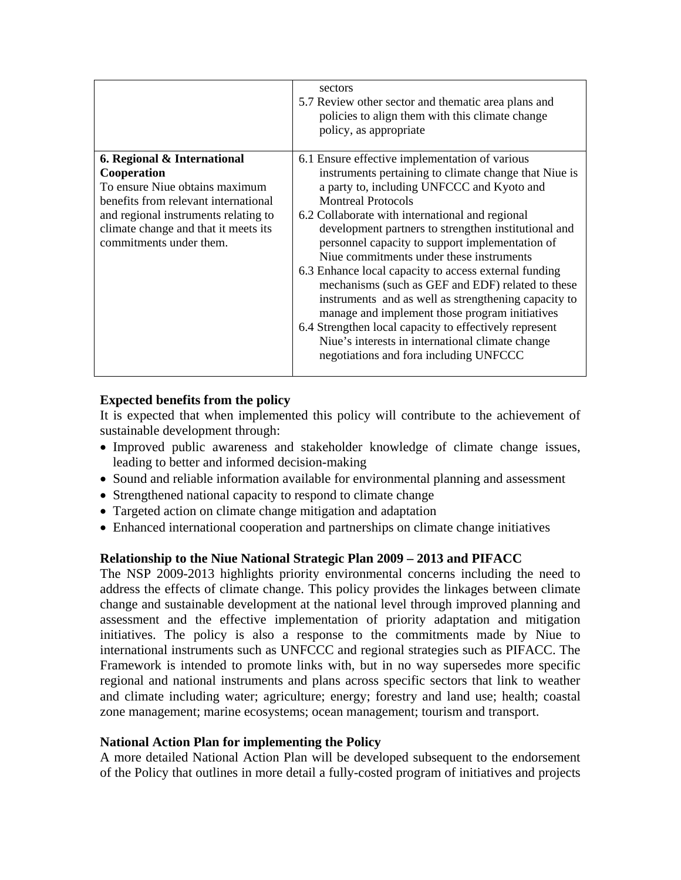| | |
|---|---|
| | sectors<br>5.7 Review other sector and thematic area plans and policies to align them with this climate change policy, as appropriate |
| **6. Regional & International Cooperation**<br>To ensure Niue obtains maximum benefits from relevant international and regional instruments relating to climate change and that it meets its commitments under them. | 6.1 Ensure effective implementation of various instruments pertaining to climate change that Niue is a party to, including UNFCCC and Kyoto and Montreal Protocols<br>6.2 Collaborate with international and regional development partners to strengthen institutional and personnel capacity to support implementation of Niue commitments under these instruments<br>6.3 Enhance local capacity to access external funding mechanisms (such as GEF and EDF) related to these instruments and as well as strengthening capacity to manage and implement those program initiatives<br>6.4 Strengthen local capacity to effectively represent Niue's interests in international climate change negotiations and fora including UNFCCC |

**Expected benefits from the policy**

It is expected that when implemented this policy will contribute to the achievement of sustainable development through:

- Improved public awareness and stakeholder knowledge of climate change issues, leading to better and informed decision-making
- Sound and reliable information available for environmental planning and assessment
- Strengthened national capacity to respond to climate change
- Targeted action on climate change mitigation and adaptation
- Enhanced international cooperation and partnerships on climate change initiatives

**Relationship to the Niue National Strategic Plan 2009 – 2013 and PIFACC**

The NSP 2009-2013 highlights priority environmental concerns including the need to address the effects of climate change. This policy provides the linkages between climate change and sustainable development at the national level through improved planning and assessment and the effective implementation of priority adaptation and mitigation initiatives. The policy is also a response to the commitments made by Niue to international instruments such as UNFCCC and regional strategies such as PIFACC. The Framework is intended to promote links with, but in no way supersedes more specific regional and national instruments and plans across specific sectors that link to weather and climate including water; agriculture; energy; forestry and land use; health; coastal zone management; marine ecosystems; ocean management; tourism and transport.

**National Action Plan for implementing the Policy**

A more detailed National Action Plan will be developed subsequent to the endorsement of the Policy that outlines in more detail a fully-costed program of initiatives and projects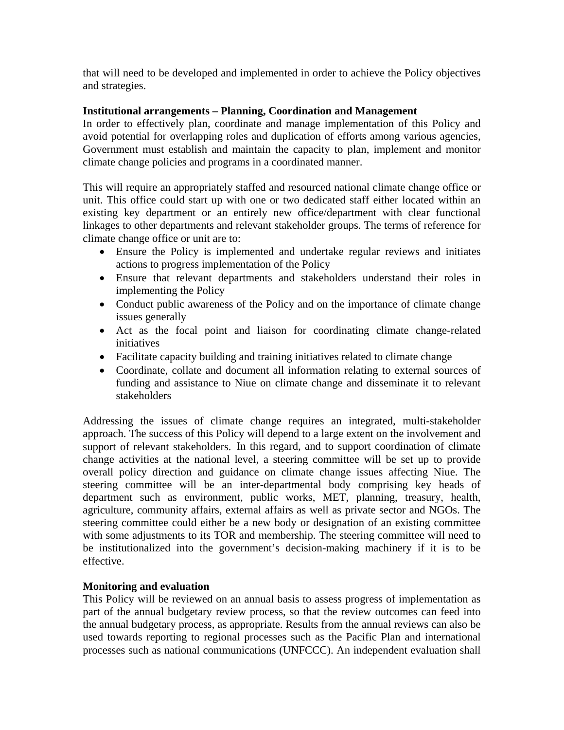that will need to be developed and implemented in order to achieve the Policy objectives and strategies.

**Institutional arrangements – Planning, Coordination and Management**

In order to effectively plan, coordinate and manage implementation of this Policy and avoid potential for overlapping roles and duplication of efforts among various agencies, Government must establish and maintain the capacity to plan, implement and monitor climate change policies and programs in a coordinated manner.

This will require an appropriately staffed and resourced national climate change office or unit. This office could start up with one or two dedicated staff either located within an existing key department or an entirely new office/department with clear functional linkages to other departments and relevant stakeholder groups. The terms of reference for climate change office or unit are to:

- Ensure the Policy is implemented and undertake regular reviews and initiates actions to progress implementation of the Policy
- Ensure that relevant departments and stakeholders understand their roles in implementing the Policy
- Conduct public awareness of the Policy and on the importance of climate change issues generally
- Act as the focal point and liaison for coordinating climate change-related initiatives
- Facilitate capacity building and training initiatives related to climate change
- Coordinate, collate and document all information relating to external sources of funding and assistance to Niue on climate change and disseminate it to relevant stakeholders

Addressing the issues of climate change requires an integrated, multi-stakeholder approach. The success of this Policy will depend to a large extent on the involvement and support of relevant stakeholders. In this regard, and to support coordination of climate change activities at the national level, a steering committee will be set up to provide overall policy direction and guidance on climate change issues affecting Niue. The steering committee will be an inter-departmental body comprising key heads of department such as environment, public works, MET, planning, treasury, health, agriculture, community affairs, external affairs as well as private sector and NGOs. The steering committee could either be a new body or designation of an existing committee with some adjustments to its TOR and membership. The steering committee will need to be institutionalized into the government's decision-making machinery if it is to be effective.

**Monitoring and evaluation**

This Policy will be reviewed on an annual basis to assess progress of implementation as part of the annual budgetary review process, so that the review outcomes can feed into the annual budgetary process, as appropriate. Results from the annual reviews can also be used towards reporting to regional processes such as the Pacific Plan and international processes such as national communications (UNFCCC). An independent evaluation shall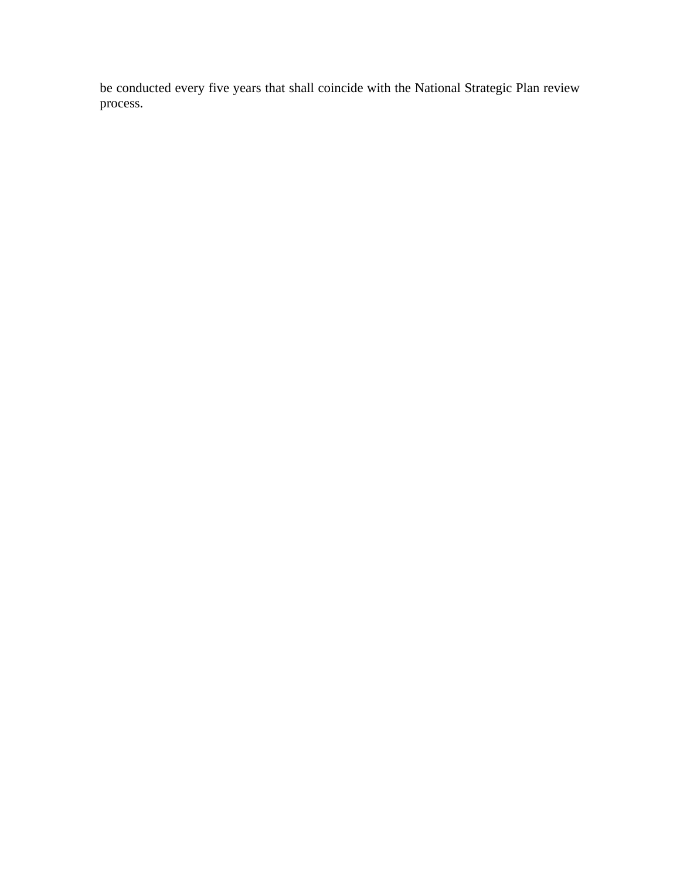be conducted every five years that shall coincide with the National Strategic Plan review process.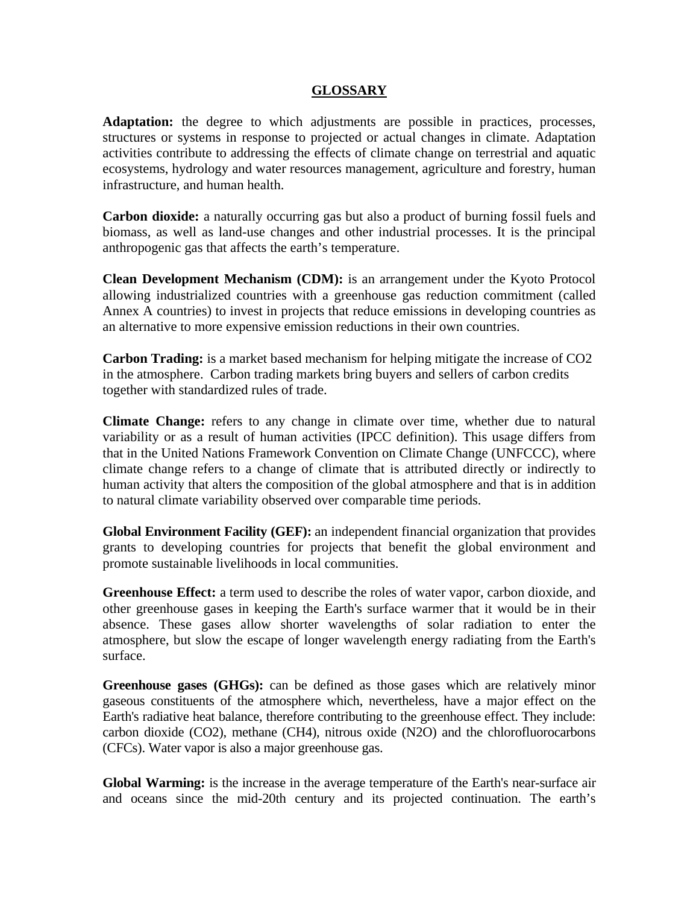## GLOSSARY

**Adaptation:** the degree to which adjustments are possible in practices, processes, structures or systems in response to projected or actual changes in climate. Adaptation activities contribute to addressing the effects of climate change on terrestrial and aquatic ecosystems, hydrology and water resources management, agriculture and forestry, human infrastructure, and human health.

**Carbon dioxide:** a naturally occurring gas but also a product of burning fossil fuels and biomass, as well as land-use changes and other industrial processes. It is the principal anthropogenic gas that affects the earth's temperature.

**Clean Development Mechanism (CDM):** is an arrangement under the Kyoto Protocol allowing industrialized countries with a greenhouse gas reduction commitment (called Annex A countries) to invest in projects that reduce emissions in developing countries as an alternative to more expensive emission reductions in their own countries.

**Carbon Trading:** is a market based mechanism for helping mitigate the increase of $CO_2$ in the atmosphere. Carbon trading markets bring buyers and sellers of carbon credits together with standardized rules of trade.

**Climate Change:** refers to any change in climate over time, whether due to natural variability or as a result of human activities (IPCC definition). This usage differs from that in the United Nations Framework Convention on Climate Change (UNFCCC), where climate change refers to a change of climate that is attributed directly or indirectly to human activity that alters the composition of the global atmosphere and that is in addition to natural climate variability observed over comparable time periods.

**Global Environment Facility (GEF):** an independent financial organization that provides grants to developing countries for projects that benefit the global environment and promote sustainable livelihoods in local communities.

**Greenhouse Effect:** a term used to describe the roles of water vapor, carbon dioxide, and other greenhouse gases in keeping the Earth's surface warmer that it would be in their absence. These gases allow shorter wavelengths of solar radiation to enter the atmosphere, but slow the escape of longer wavelength energy radiating from the Earth's surface.

**Greenhouse gases (GHGs):** can be defined as those gases which are relatively minor gaseous constituents of the atmosphere which, nevertheless, have a major effect on the Earth's radiative heat balance, therefore contributing to the greenhouse effect. They include: carbon dioxide ($CO_2$), methane ($CH_4$), nitrous oxide ($N_2O$) and the chlorofluorocarbons (CFCs). Water vapor is also a major greenhouse gas.

**Global Warming:** is the increase in the average temperature of the Earth's near-surface air and oceans since the mid-20th century and its projected continuation. The earth's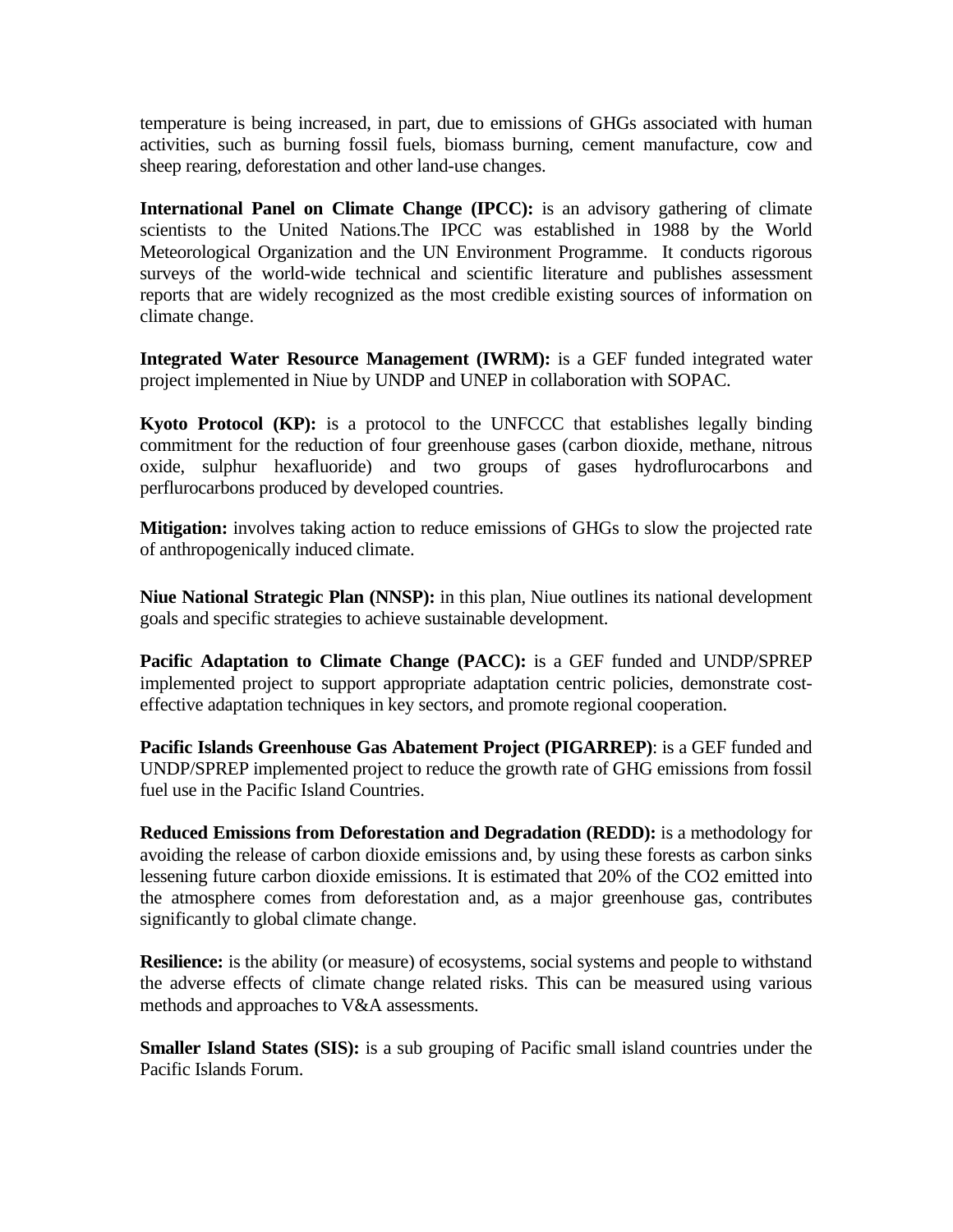temperature is being increased, in part, due to emissions of GHGs associated with human activities, such as burning fossil fuels, biomass burning, cement manufacture, cow and sheep rearing, deforestation and other land-use changes.

**International Panel on Climate Change (IPCC):** is an advisory gathering of climate scientists to the United Nations.The IPCC was established in 1988 by the World Meteorological Organization and the UN Environment Programme. It conducts rigorous surveys of the world-wide technical and scientific literature and publishes assessment reports that are widely recognized as the most credible existing sources of information on climate change.

**Integrated Water Resource Management (IWRM):** is a GEF funded integrated water project implemented in Niue by UNDP and UNEP in collaboration with SOPAC.

**Kyoto Protocol (KP):** is a protocol to the UNFCCC that establishes legally binding commitment for the reduction of four greenhouse gases (carbon dioxide, methane, nitrous oxide, sulphur hexafluoride) and two groups of gases hydroflurocarbons and perflurocarbons produced by developed countries.

**Mitigation:** involves taking action to reduce emissions of GHGs to slow the projected rate of anthropogenically induced climate.

**Niue National Strategic Plan (NNSP):** in this plan, Niue outlines its national development goals and specific strategies to achieve sustainable development.

**Pacific Adaptation to Climate Change (PACC):** is a GEF funded and UNDP/SPREP implemented project to support appropriate adaptation centric policies, demonstrate cost-effective adaptation techniques in key sectors, and promote regional cooperation.

**Pacific Islands Greenhouse Gas Abatement Project (PIGARREP)**: is a GEF funded and UNDP/SPREP implemented project to reduce the growth rate of GHG emissions from fossil fuel use in the Pacific Island Countries.

**Reduced Emissions from Deforestation and Degradation (REDD):** is a methodology for avoiding the release of carbon dioxide emissions and, by using these forests as carbon sinks lessening future carbon dioxide emissions. It is estimated that 20% of the $CO_2$ emitted into the atmosphere comes from deforestation and, as a major greenhouse gas, contributes significantly to global climate change.

**Resilience:** is the ability (or measure) of ecosystems, social systems and people to withstand the adverse effects of climate change related risks. This can be measured using various methods and approaches to V&A assessments.

**Smaller Island States (SIS):** is a sub grouping of Pacific small island countries under the Pacific Islands Forum.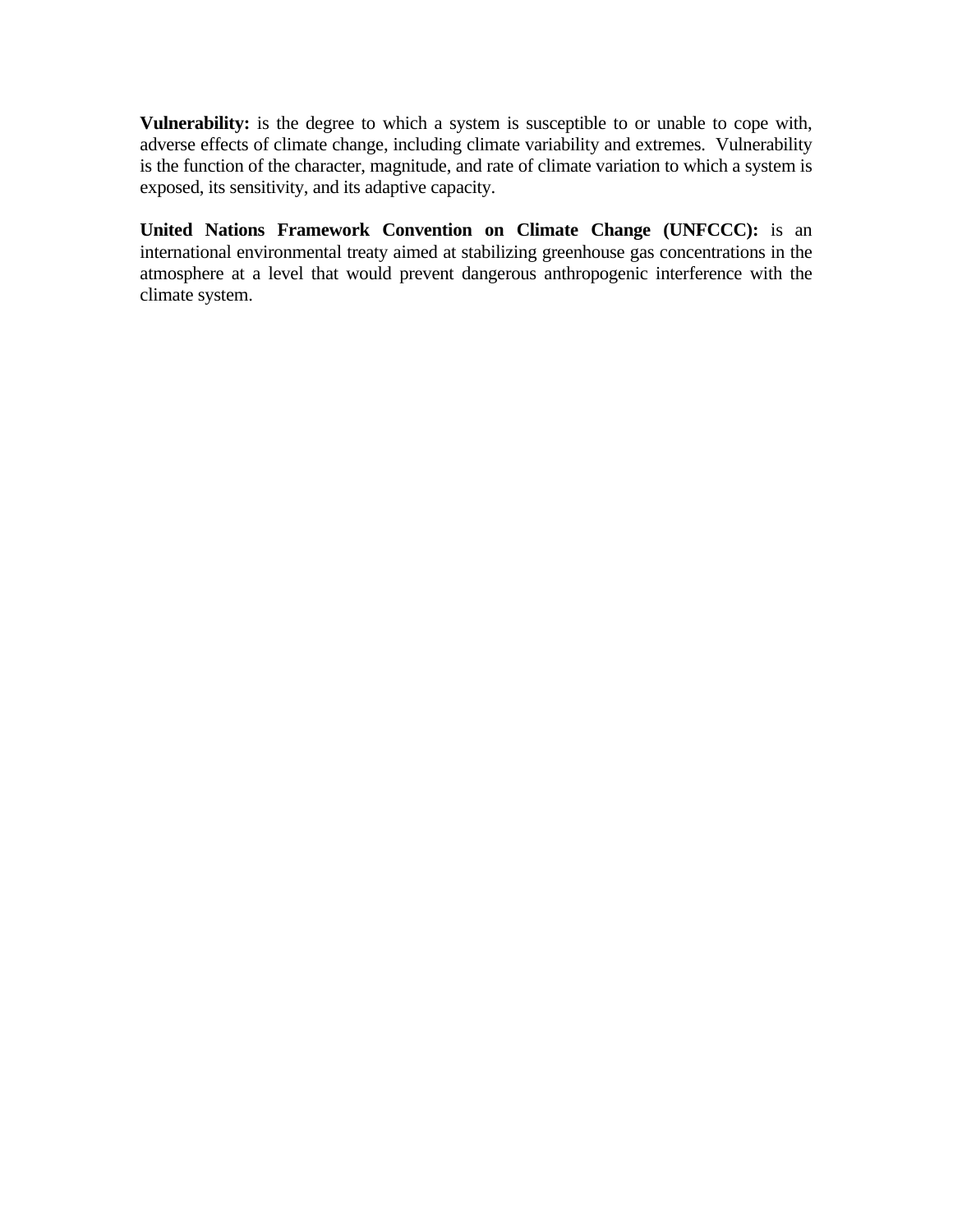**Vulnerability:** is the degree to which a system is susceptible to or unable to cope with, adverse effects of climate change, including climate variability and extremes. Vulnerability is the function of the character, magnitude, and rate of climate variation to which a system is exposed, its sensitivity, and its adaptive capacity.

**United Nations Framework Convention on Climate Change (UNFCCC):** is an international environmental treaty aimed at stabilizing greenhouse gas concentrations in the atmosphere at a level that would prevent dangerous anthropogenic interference with the climate system.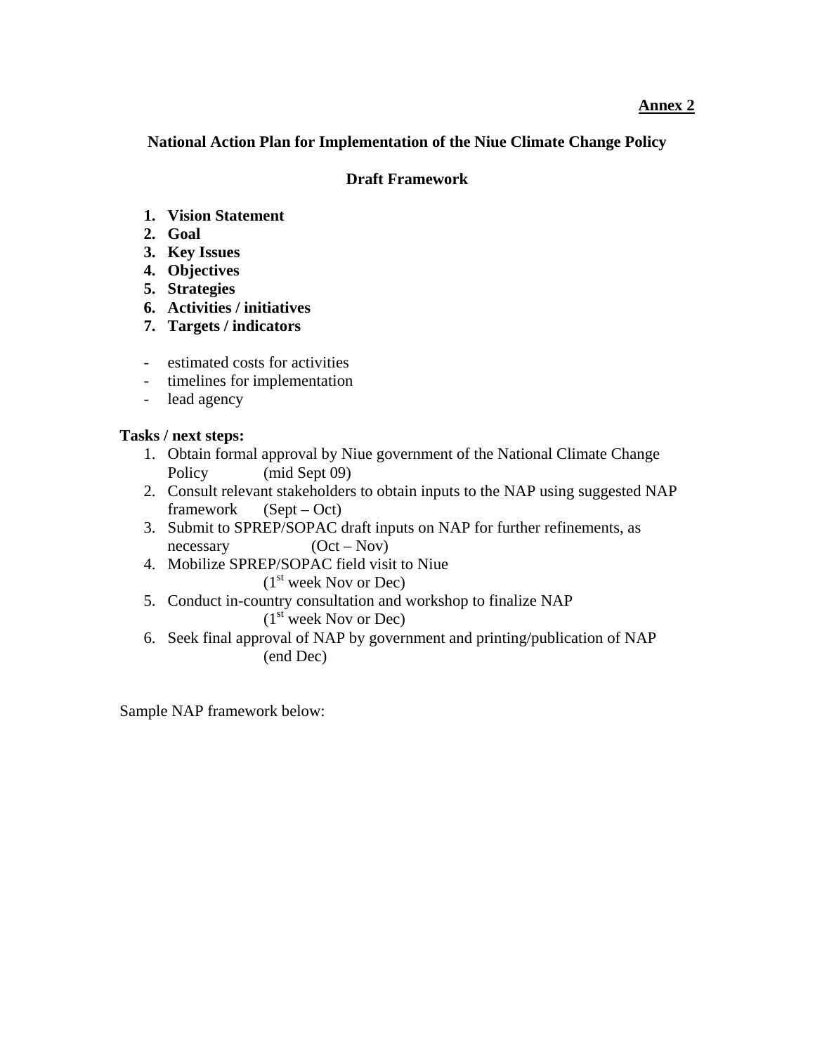**Annex 2**

## National Action Plan for Implementation of the Niue Climate Change Policy

### Draft Framework

1. **Vision Statement**
2. **Goal**
3. **Key Issues**
4. **Objectives**
5. **Strategies**
6. **Activities / initiatives**
7. **Targets / indicators**

- estimated costs for activities
- timelines for implementation
- lead agency

**Tasks / next steps:**

1. Obtain formal approval by Niue government of the National Climate Change Policy (mid Sept 09)
2. Consult relevant stakeholders to obtain inputs to the NAP using suggested NAP framework (Sept – Oct)
3. Submit to SPREP/SOPAC draft inputs on NAP for further refinements, as necessary (Oct – Nov)
4. Mobilize SPREP/SOPAC field visit to Niue (1st week Nov or Dec)
5. Conduct in-country consultation and workshop to finalize NAP (1st week Nov or Dec)
6. Seek final approval of NAP by government and printing/publication of NAP (end Dec)

Sample NAP framework below: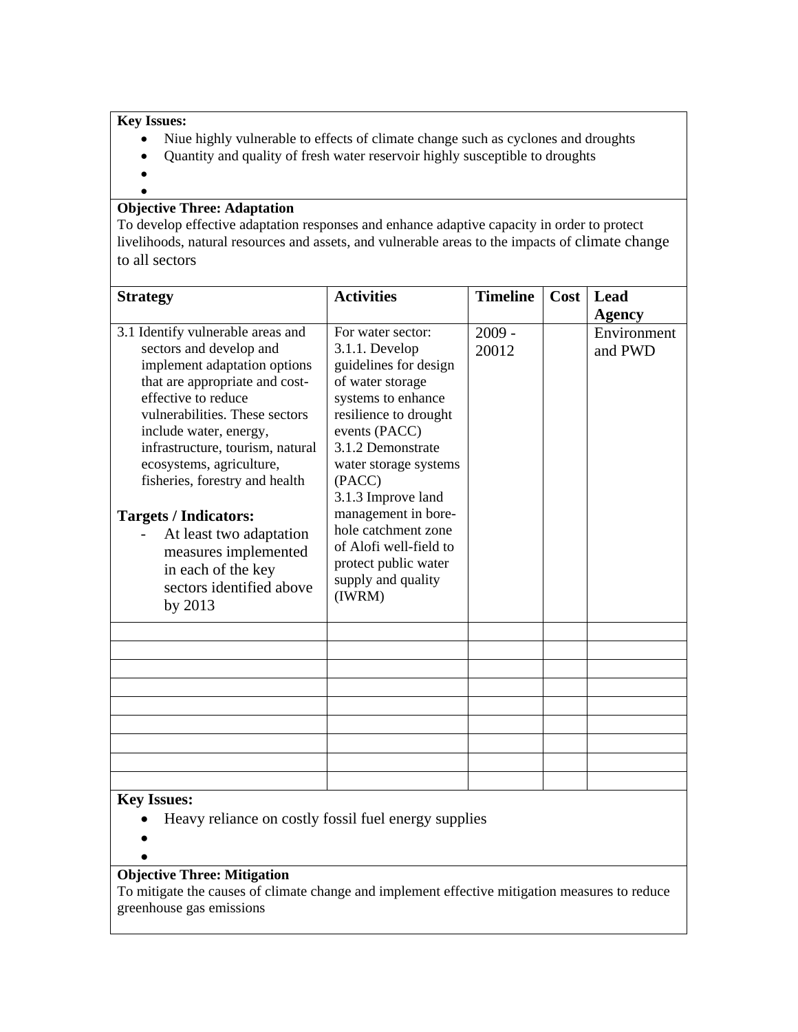**Key Issues:**

- Niue highly vulnerable to effects of climate change such as cyclones and droughts
- Quantity and quality of fresh water reservoir highly susceptible to droughts

**Objective Three: Adaptation**

To develop effective adaptation responses and enhance adaptive capacity in order to protect livelihoods, natural resources and assets, and vulnerable areas to the impacts of climate change to all sectors

| Strategy | Activities | Timeline | Cost | Lead Agency |
|---|---|---|---|---|
| 3.1 Identify vulnerable areas and sectors and develop and implement adaptation options that are appropriate and cost-effective to reduce vulnerabilities. These sectors include water, energy, infrastructure, tourism, natural ecosystems, agriculture, fisheries, forestry and health<br><br>**Targets / Indicators:**<br>- At least two adaptation measures implemented in each of the key sectors identified above by 2013 | For water sector:<br>3.1.1. Develop guidelines for design of water storage systems to enhance resilience to drought events (PACC)<br>3.1.2 Demonstrate water storage systems (PACC)<br>3.1.3 Improve land management in bore-hole catchment zone of Alofi well-field to protect public water supply and quality (IWRM) | 2009 - 20012 | | Environment and PWD |
| | | | | |
| | | | | |
| | | | | |
| | | | | |
| | | | | |
| | | | | |
| | | | | |
| | | | | |
| | | | | |

**Key Issues:**

- Heavy reliance on costly fossil fuel energy supplies

**Objective Three: Mitigation**

To mitigate the causes of climate change and implement effective mitigation measures to reduce greenhouse gas emissions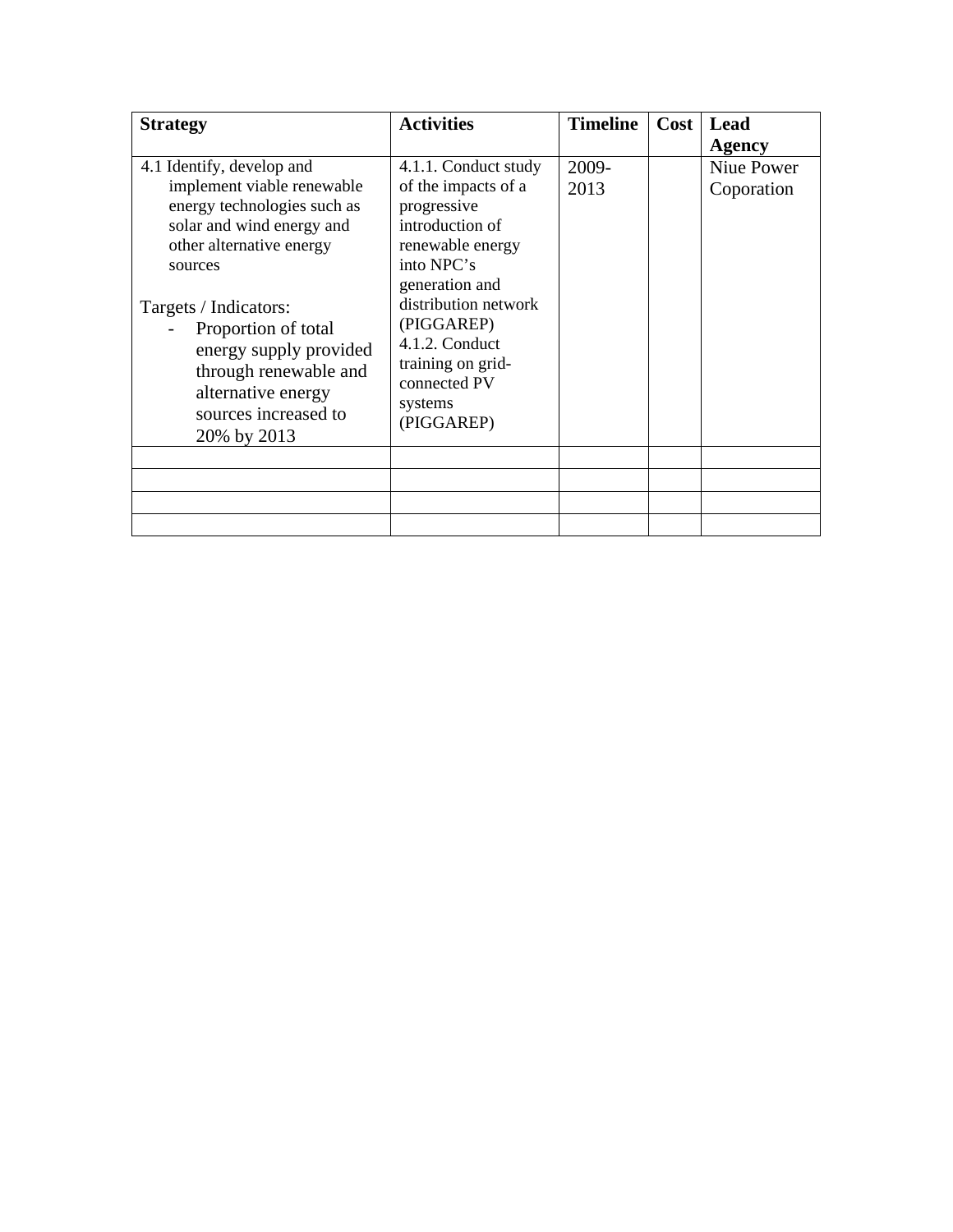| Strategy | Activities | Timeline | Cost | Lead Agency |
|---|---|---|---|---|
| 4.1 Identify, develop and implement viable renewable energy technologies such as solar and wind energy and other alternative energy sources<br><br>Targets / Indicators:<br>- Proportion of total energy supply provided through renewable and alternative energy sources increased to 20% by 2013 | 4.1.1. Conduct study of the impacts of a progressive introduction of renewable energy into NPC's generation and distribution network (PIGGAREP)<br>4.1.2. Conduct training on grid-connected PV systems (PIGGAREP) | 2009-2013 | | Niue Power Coporation |
| | | | | |
| | | | | |
| | | | | |
| | | | | |